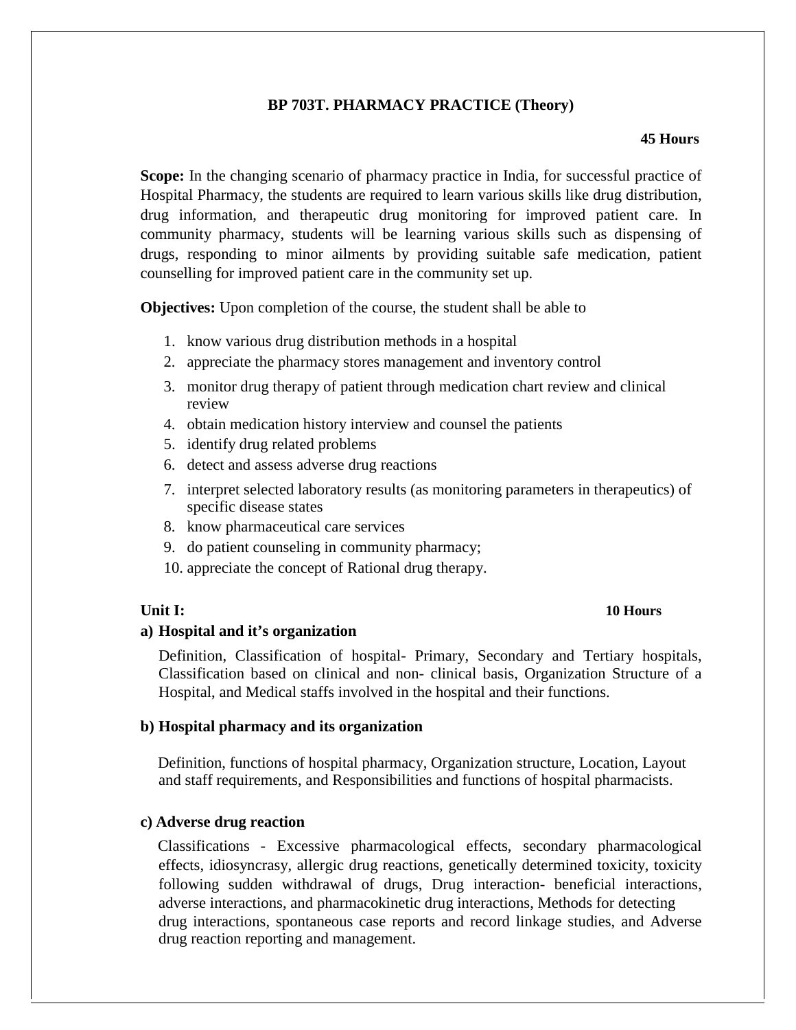# BP 703T. PHARMACY PRACTICE (Theory)

**45 Hours**

**Scope:** In the changing scenario of pharmacy practice in India, for successful practice of Hospital Pharmacy, the students are required to learn various skills like drug distribution, drug information, and therapeutic drug monitoring for improved patient care. In community pharmacy, students will be learning various skills such as dispensing of drugs, responding to minor ailments by providing suitable safe medication, patient counselling for improved patient care in the community set up.

**Objectives:** Upon completion of the course, the student shall be able to

1. know various drug distribution methods in a hospital
2. appreciate the pharmacy stores management and inventory control
3. monitor drug therapy of patient through medication chart review and clinical review
4. obtain medication history interview and counsel the patients
5. identify drug related problems
6. detect and assess adverse drug reactions
7. interpret selected laboratory results (as monitoring parameters in therapeutics) of specific disease states
8. know pharmaceutical care services
9. do patient counseling in community pharmacy;
10. appreciate the concept of Rational drug therapy.

## Unit I: 10 Hours

### a) Hospital and it's organization

Definition, Classification of hospital- Primary, Secondary and Tertiary hospitals, Classification based on clinical and non- clinical basis, Organization Structure of a Hospital, and Medical staffs involved in the hospital and their functions.

### b) Hospital pharmacy and its organization

Definition, functions of hospital pharmacy, Organization structure, Location, Layout and staff requirements, and Responsibilities and functions of hospital pharmacists.

### c) Adverse drug reaction

Classifications - Excessive pharmacological effects, secondary pharmacological effects, idiosyncrasy, allergic drug reactions, genetically determined toxicity, toxicity following sudden withdrawal of drugs, Drug interaction- beneficial interactions, adverse interactions, and pharmacokinetic drug interactions, Methods for detecting drug interactions, spontaneous case reports and record linkage studies, and Adverse drug reaction reporting and management.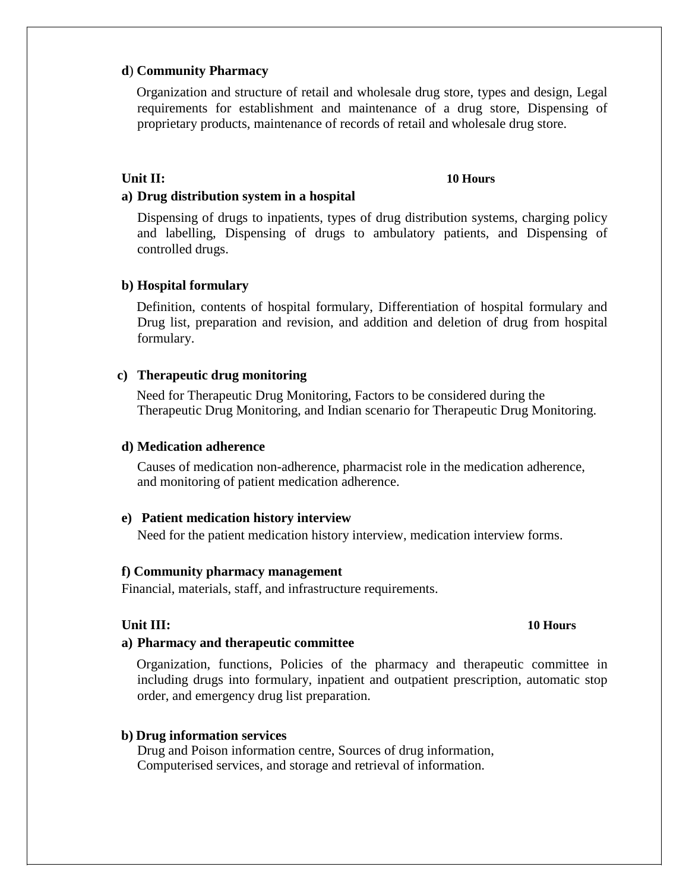**d) Community Pharmacy**

Organization and structure of retail and wholesale drug store, types and design, Legal requirements for establishment and maintenance of a drug store, Dispensing of proprietary products, maintenance of records of retail and wholesale drug store.

**Unit II:** **10 Hours**

**a) Drug distribution system in a hospital**

Dispensing of drugs to inpatients, types of drug distribution systems, charging policy and labelling, Dispensing of drugs to ambulatory patients, and Dispensing of controlled drugs.

**b) Hospital formulary**

Definition, contents of hospital formulary, Differentiation of hospital formulary and Drug list, preparation and revision, and addition and deletion of drug from hospital formulary.

**c) Therapeutic drug monitoring**

Need for Therapeutic Drug Monitoring, Factors to be considered during the Therapeutic Drug Monitoring, and Indian scenario for Therapeutic Drug Monitoring.

**d) Medication adherence**

Causes of medication non-adherence, pharmacist role in the medication adherence, and monitoring of patient medication adherence.

**e) Patient medication history interview**

Need for the patient medication history interview, medication interview forms.

**f) Community pharmacy management**

Financial, materials, staff, and infrastructure requirements.

**Unit III:** **10 Hours**

**a) Pharmacy and therapeutic committee**

Organization, functions, Policies of the pharmacy and therapeutic committee in including drugs into formulary, inpatient and outpatient prescription, automatic stop order, and emergency drug list preparation.

**b) Drug information services**

Drug and Poison information centre, Sources of drug information, Computerised services, and storage and retrieval of information.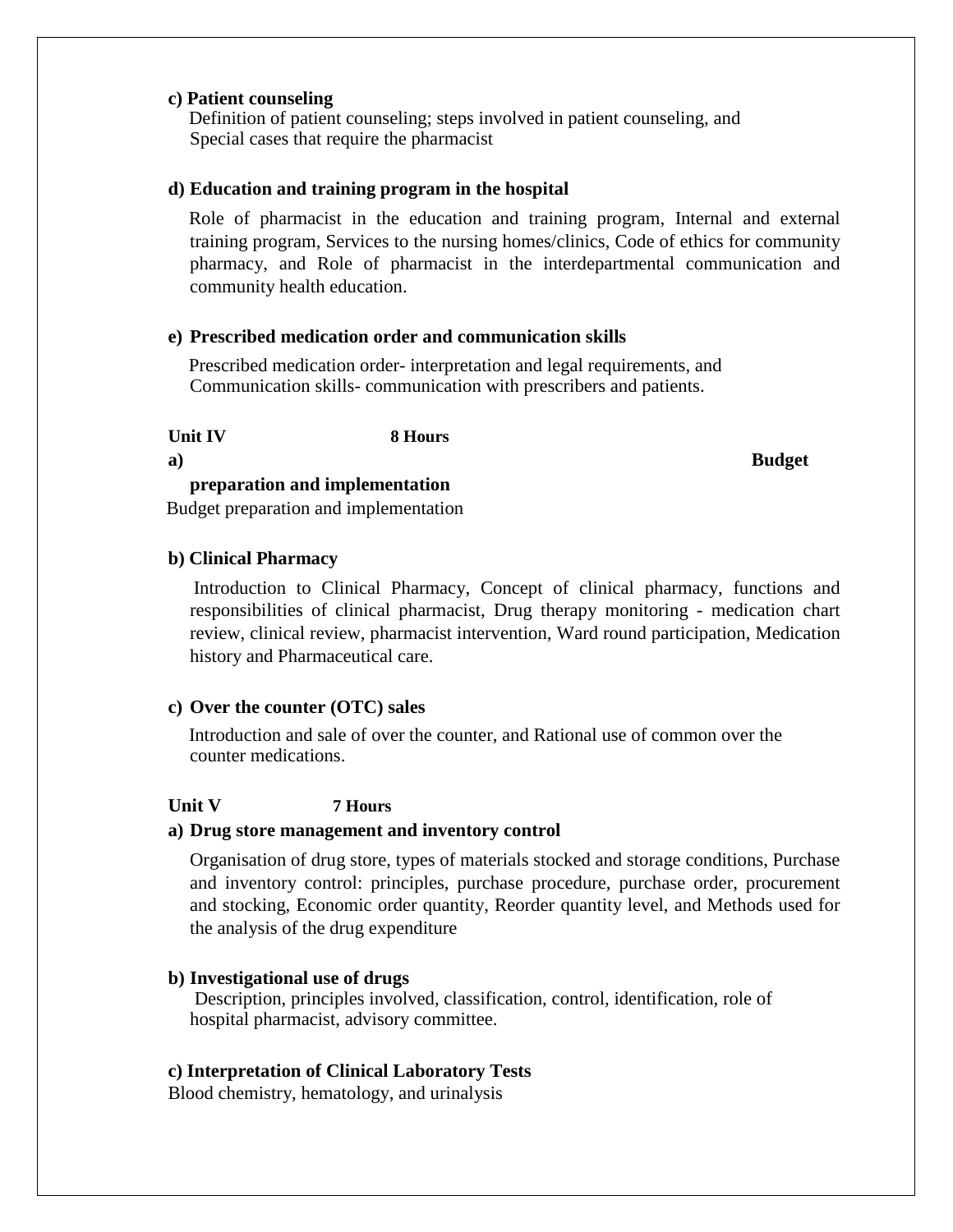**c) Patient counseling**

Definition of patient counseling; steps involved in patient counseling, and Special cases that require the pharmacist

**d) Education and training program in the hospital**

Role of pharmacist in the education and training program, Internal and external training program, Services to the nursing homes/clinics, Code of ethics for community pharmacy, and Role of pharmacist in the interdepartmental communication and community health education.

**e) Prescribed medication order and communication skills**

Prescribed medication order- interpretation and legal requirements, and Communication skills- communication with prescribers and patients.

**Unit IV** **8 Hours**

**a) Budget preparation and implementation**

Budget preparation and implementation

**b) Clinical Pharmacy**

Introduction to Clinical Pharmacy, Concept of clinical pharmacy, functions and responsibilities of clinical pharmacist, Drug therapy monitoring - medication chart review, clinical review, pharmacist intervention, Ward round participation, Medication history and Pharmaceutical care.

**c) Over the counter (OTC) sales**

Introduction and sale of over the counter, and Rational use of common over the counter medications.

**Unit V** **7 Hours**

**a) Drug store management and inventory control**

Organisation of drug store, types of materials stocked and storage conditions, Purchase and inventory control: principles, purchase procedure, purchase order, procurement and stocking, Economic order quantity, Reorder quantity level, and Methods used for the analysis of the drug expenditure

**b) Investigational use of drugs**

Description, principles involved, classification, control, identification, role of hospital pharmacist, advisory committee.

**c) Interpretation of Clinical Laboratory Tests**

Blood chemistry, hematology, and urinalysis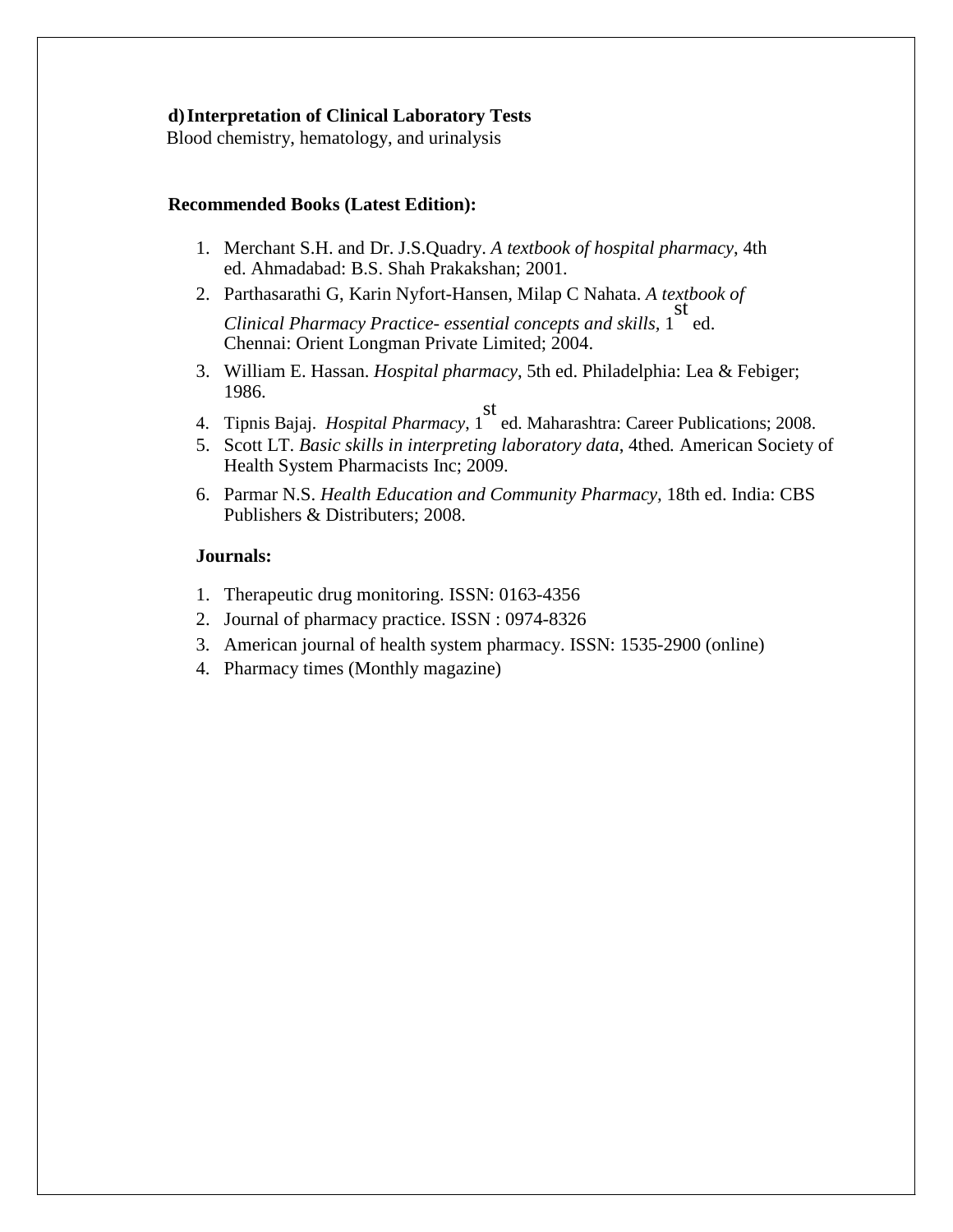**d) Interpretation of Clinical Laboratory Tests**

Blood chemistry, hematology, and urinalysis

**Recommended Books (Latest Edition):**

1. Merchant S.H. and Dr. J.S.Quadry. *A textbook of hospital pharmacy*, 4th ed. Ahmadabad: B.S. Shah Prakakshan; 2001.
2. Parthasarathi G, Karin Nyfort-Hansen, Milap C Nahata. *A textbook of Clinical Pharmacy Practice- essential concepts and skills,* 1st ed. Chennai: Orient Longman Private Limited; 2004.
3. William E. Hassan. *Hospital pharmacy*, 5th ed. Philadelphia: Lea & Febiger; 1986.
4. Tipnis Bajaj. *Hospital Pharmacy*, 1st ed. Maharashtra: Career Publications; 2008.
5. Scott LT. *Basic skills in interpreting laboratory data*, 4thed. American Society of Health System Pharmacists Inc; 2009.
6. Parmar N.S. *Health Education and Community Pharmacy*, 18th ed. India: CBS Publishers & Distributers; 2008.

**Journals:**

1. Therapeutic drug monitoring. ISSN: 0163-4356
2. Journal of pharmacy practice. ISSN : 0974-8326
3. American journal of health system pharmacy. ISSN: 1535-2900 (online)
4. Pharmacy times (Monthly magazine)